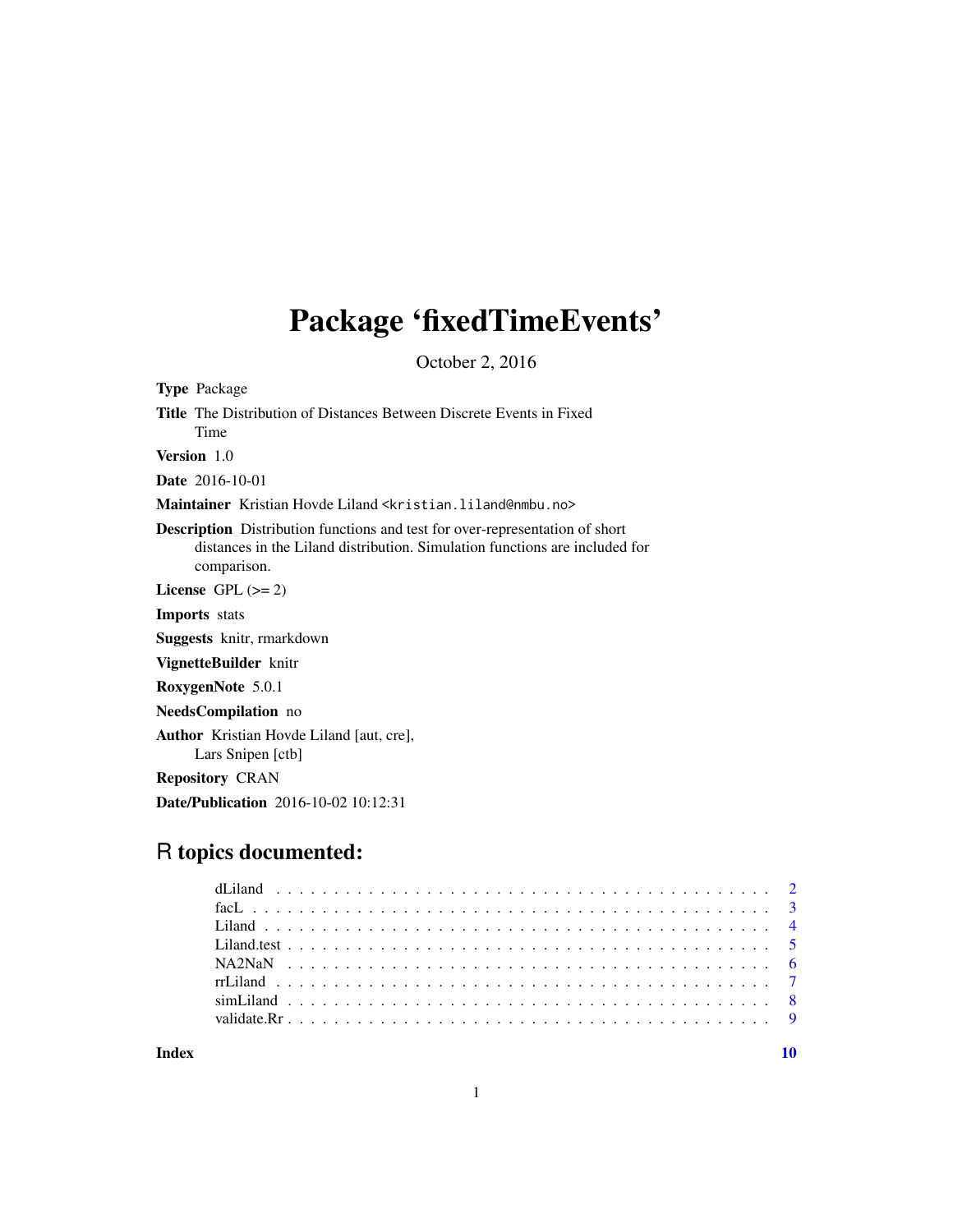# Package 'fixedTimeEvents'

October 2, 2016

**Type** Package

**Title** The Distribution of Distances Between Discrete Events in Fixed Time

**Version** 1.0

**Date** 2016-10-01

**Maintainer** Kristian Hovde Liland <kristian.liland@nmbu.no>

**Description** Distribution functions and test for over-representation of short distances in the Liland distribution. Simulation functions are included for comparison.

**License** GPL (>= 2)

**Imports** stats

**Suggests** knitr, rmarkdown

**VignetteBuilder** knitr

**RoxygenNote** 5.0.1

**NeedsCompilation** no

**Author** Kristian Hovde Liland [aut, cre], Lars Snipen [ctb]

**Repository** CRAN

**Date/Publication** 2016-10-02 10:12:31

## R topics documented:

| | |
|---|---|
| dLiland | 2 |
| facL | 3 |
| Liland | 4 |
| Liland.test | 5 |
| NA2NaN | 6 |
| rrLiland | 7 |
| simLiland | 8 |
| validate.Rr | 9 |
| **Index** | **10** |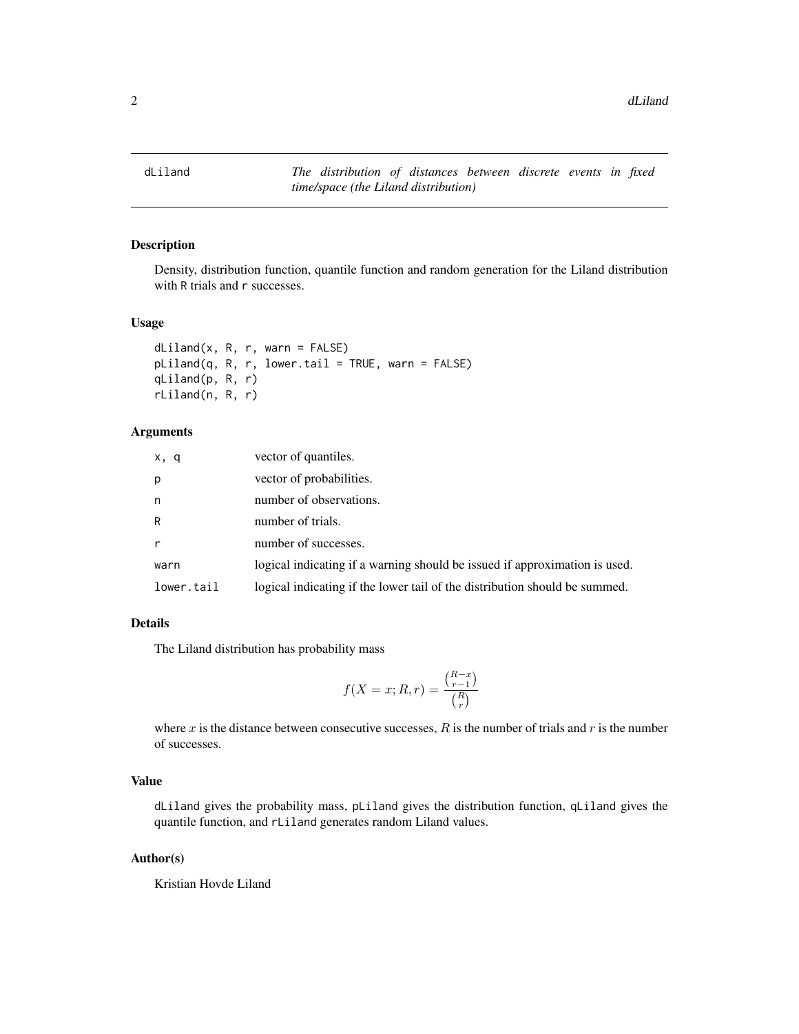dLiland — *The distribution of distances between discrete events in fixed time/space (the Liland distribution)*

## Description

Density, distribution function, quantile function and random generation for the Liland distribution with R trials and r successes.

## Usage

```
dLiland(x, R, r, warn = FALSE)
pLiland(q, R, r, lower.tail = TRUE, warn = FALSE)
qLiland(p, R, r)
rLiland(n, R, r)
```

## Arguments

| | |
|---|---|
| x, q | vector of quantiles. |
| p | vector of probabilities. |
| n | number of observations. |
| R | number of trials. |
| r | number of successes. |
| warn | logical indicating if a warning should be issued if approximation is used. |
| lower.tail | logical indicating if the lower tail of the distribution should be summed. |

## Details

The Liland distribution has probability mass

$$f(X = x; R, r) = \frac{\binom{R-x}{r-1}}{\binom{R}{r}}$$

where $x$ is the distance between consecutive successes, $R$ is the number of trials and $r$ is the number of successes.

## Value

dLiland gives the probability mass, pLiland gives the distribution function, qLiland gives the quantile function, and rLiland generates random Liland values.

## Author(s)

Kristian Hovde Liland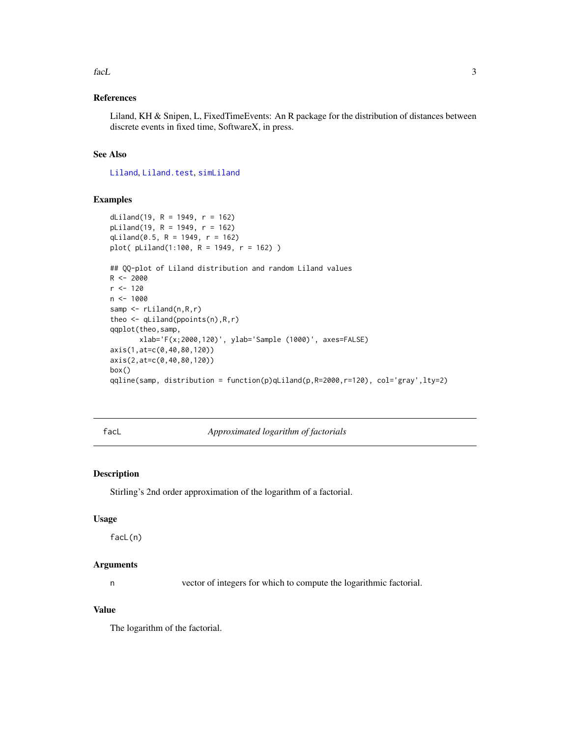### References

Liland, KH & Snipen, L, FixedTimeEvents: An R package for the distribution of distances between discrete events in fixed time, SoftwareX, in press.

### See Also

Liland, Liland.test, simLiland

### Examples

```
dLiland(19, R = 1949, r = 162)
pLiland(19, R = 1949, r = 162)
qLiland(0.5, R = 1949, r = 162)
plot( pLiland(1:100, R = 1949, r = 162) )

## QQ-plot of Liland distribution and random Liland values
R <- 2000
r <- 120
n <- 1000
samp <- rLiland(n,R,r)
theo <- qLiland(ppoints(n),R,r)
qqplot(theo,samp,
       xlab='F(x;2000,120)', ylab='Sample (1000)', axes=FALSE)
axis(1,at=c(0,40,80,120))
axis(2,at=c(0,40,80,120))
box()
qqline(samp, distribution = function(p)qLiland(p,R=2000,r=120), col='gray',lty=2)
```

---

## facL — *Approximated logarithm of factorials*

---

### Description

Stirling's 2nd order approximation of the logarithm of a factorial.

### Usage

```
facL(n)
```

### Arguments

| | |
|---|---|
| n | vector of integers for which to compute the logarithmic factorial. |

### Value

The logarithm of the factorial.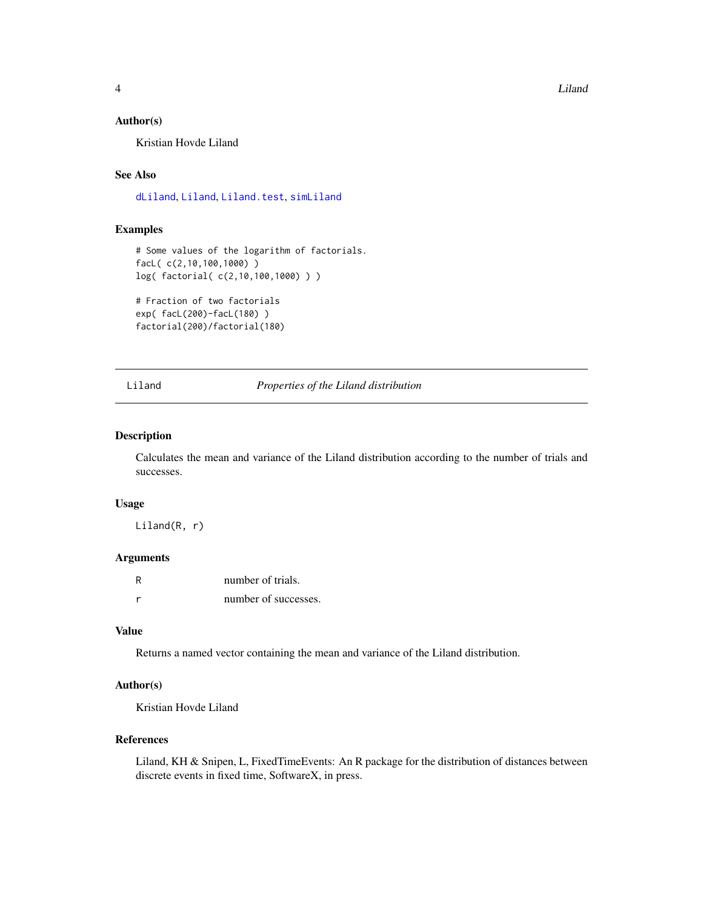### Author(s)

Kristian Hovde Liland

### See Also

dLiland, Liland, Liland.test, simLiland

### Examples

```
# Some values of the logarithm of factorials.
facL( c(2,10,100,1000) )
log( factorial( c(2,10,100,1000) ) )

# Fraction of two factorials
exp( facL(200)-facL(180) )
factorial(200)/factorial(180)
```

---

## Liland — *Properties of the Liland distribution*

### Description

Calculates the mean and variance of the Liland distribution according to the number of trials and successes.

### Usage

```
Liland(R, r)
```

### Arguments

| | |
|---|---|
| R | number of trials. |
| r | number of successes. |

### Value

Returns a named vector containing the mean and variance of the Liland distribution.

### Author(s)

Kristian Hovde Liland

### References

Liland, KH & Snipen, L, FixedTimeEvents: An R package for the distribution of distances between discrete events in fixed time, SoftwareX, in press.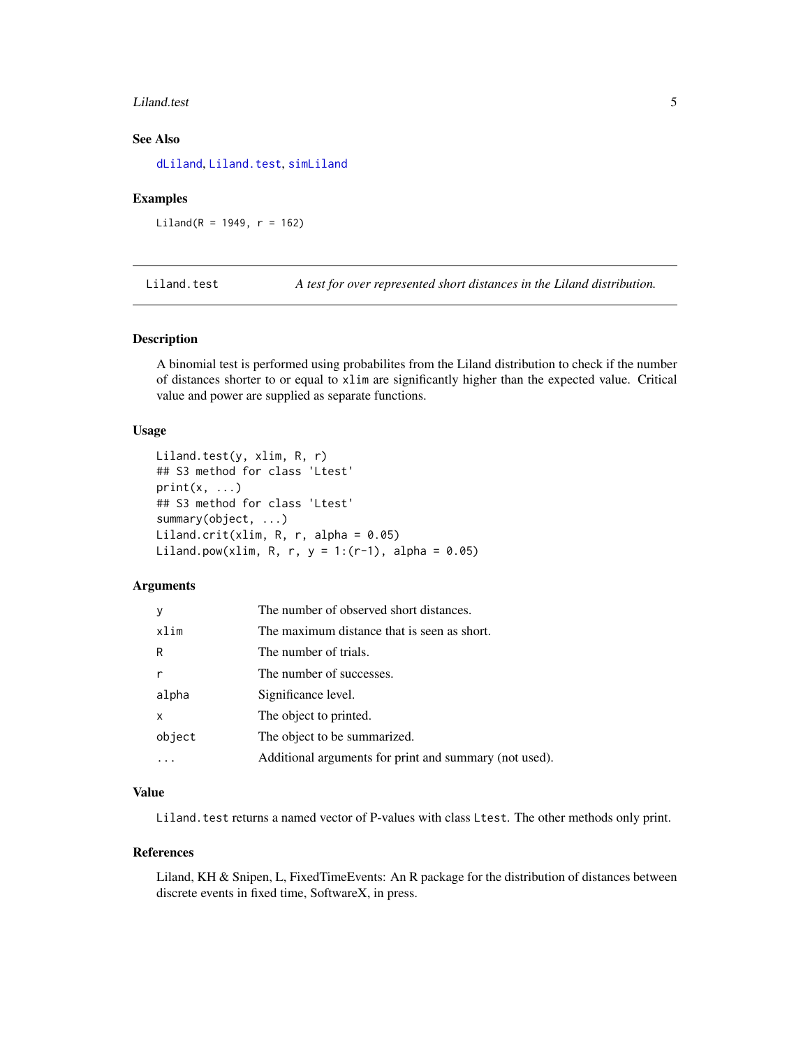### See Also

`dLiland`, `Liland.test`, `simLiland`

### Examples

```
Liland(R = 1949, r = 162)
```

---

## Liland.test — *A test for over represented short distances in the Liland distribution.*

---

### Description

A binomial test is performed using probabilites from the Liland distribution to check if the number of distances shorter to or equal to `xlim` are significantly higher than the expected value. Critical value and power are supplied as separate functions.

### Usage

```
Liland.test(y, xlim, R, r)
## S3 method for class 'Ltest'
print(x, ...)
## S3 method for class 'Ltest'
summary(object, ...)
Liland.crit(xlim, R, r, alpha = 0.05)
Liland.pow(xlim, R, r, y = 1:(r-1), alpha = 0.05)
```

### Arguments

| | |
|---|---|
| `y` | The number of observed short distances. |
| `xlim` | The maximum distance that is seen as short. |
| `R` | The number of trials. |
| `r` | The number of successes. |
| `alpha` | Significance level. |
| `x` | The object to printed. |
| `object` | The object to be summarized. |
| `...` | Additional arguments for print and summary (not used). |

### Value

`Liland.test` returns a named vector of P-values with class `Ltest`. The other methods only print.

### References

Liland, KH & Snipen, L, FixedTimeEvents: An R package for the distribution of distances between discrete events in fixed time, SoftwareX, in press.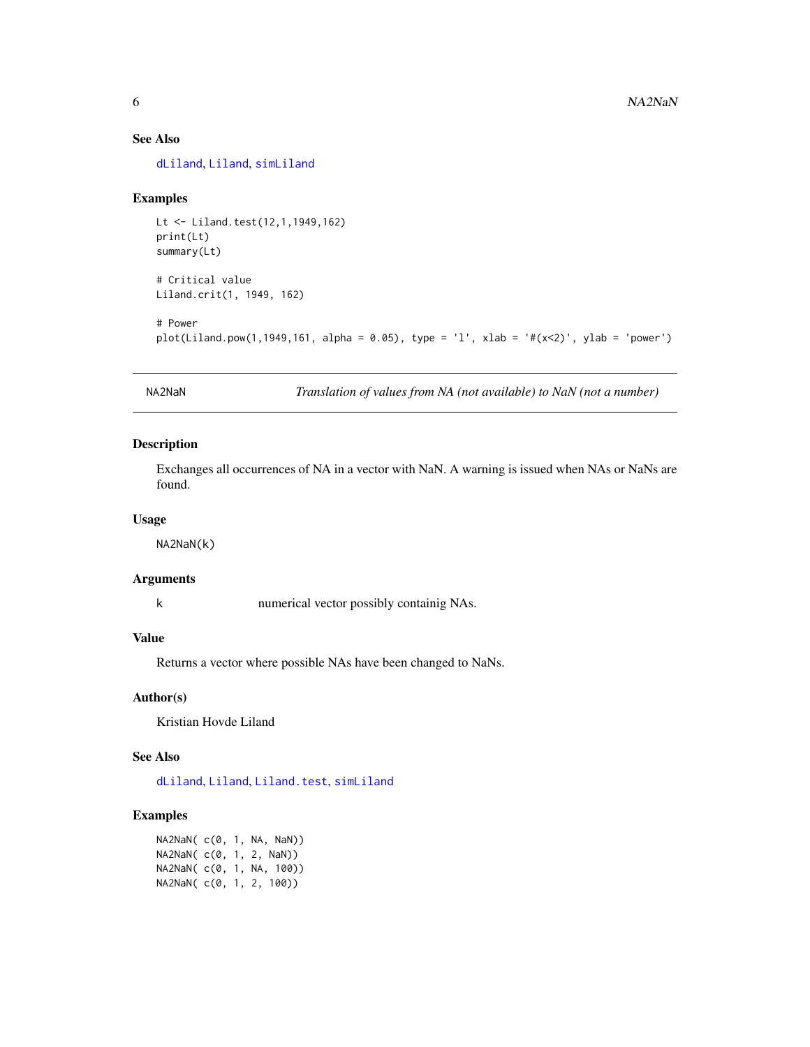### See Also

dLiland, Liland, simLiland

### Examples

```
Lt <- Liland.test(12,1,1949,162)
print(Lt)
summary(Lt)

# Critical value
Liland.crit(1, 1949, 162)

# Power
plot(Liland.pow(1,1949,161, alpha = 0.05), type = 'l', xlab = '#(x<2)', ylab = 'power')
```

---

## NA2NaN *Translation of values from NA (not available) to NaN (not a number)*

### Description

Exchanges all occurrences of NA in a vector with NaN. A warning is issued when NAs or NaNs are found.

### Usage

```
NA2NaN(k)
```

### Arguments

| | |
|---|---|
| k | numerical vector possibly containig NAs. |

### Value

Returns a vector where possible NAs have been changed to NaNs.

### Author(s)

Kristian Hovde Liland

### See Also

dLiland, Liland, Liland.test, simLiland

### Examples

```
NA2NaN( c(0, 1, NA, NaN))
NA2NaN( c(0, 1, 2, NaN))
NA2NaN( c(0, 1, NA, 100))
NA2NaN( c(0, 1, 2, 100))
```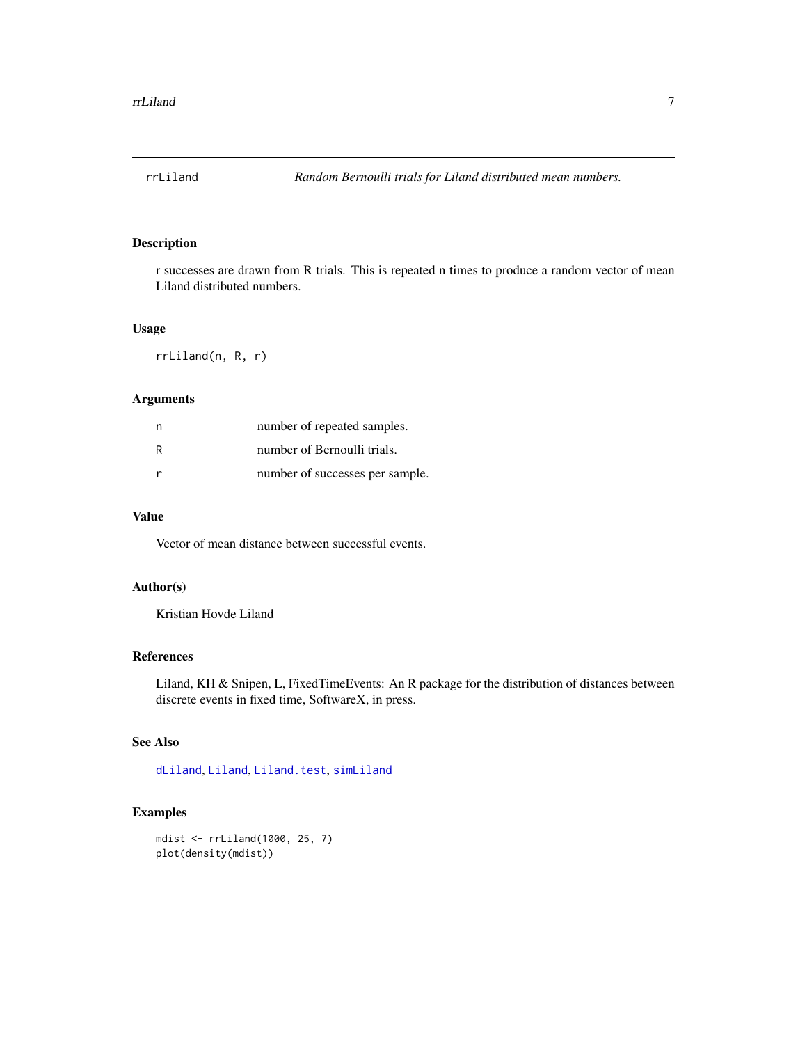## rrLiland — *Random Bernoulli trials for Liland distributed mean numbers.*

### Description

r successes are drawn from R trials. This is repeated n times to produce a random vector of mean Liland distributed numbers.

### Usage

```
rrLiland(n, R, r)
```

### Arguments

| | |
|---|---|
| n | number of repeated samples. |
| R | number of Bernoulli trials. |
| r | number of successes per sample. |

### Value

Vector of mean distance between successful events.

### Author(s)

Kristian Hovde Liland

### References

Liland, KH & Snipen, L, FixedTimeEvents: An R package for the distribution of distances between discrete events in fixed time, SoftwareX, in press.

### See Also

`dLiland`, `Liland`, `Liland.test`, `simLiland`

### Examples

```
mdist <- rrLiland(1000, 25, 7)
plot(density(mdist))
```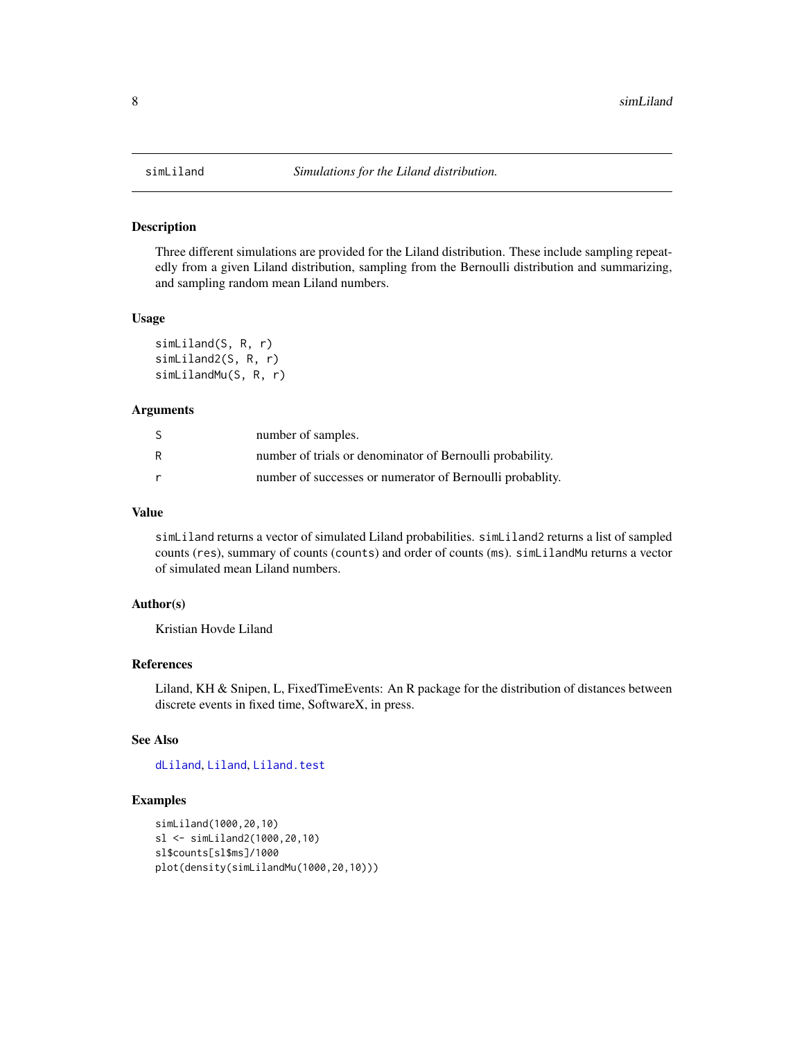# simLiland — *Simulations for the Liland distribution.*

## Description

Three different simulations are provided for the Liland distribution. These include sampling repeatedly from a given Liland distribution, sampling from the Bernoulli distribution and summarizing, and sampling random mean Liland numbers.

## Usage

```
simLiland(S, R, r)
simLiland2(S, R, r)
simLilandMu(S, R, r)
```

## Arguments

| | |
|---|---|
| S | number of samples. |
| R | number of trials or denominator of Bernoulli probability. |
| r | number of successes or numerator of Bernoulli probablity. |

## Value

`simLiland` returns a vector of simulated Liland probabilities. `simLiland2` returns a list of sampled counts (`res`), summary of counts (`counts`) and order of counts (`ms`). `simLilandMu` returns a vector of simulated mean Liland numbers.

## Author(s)

Kristian Hovde Liland

## References

Liland, KH & Snipen, L, FixedTimeEvents: An R package for the distribution of distances between discrete events in fixed time, SoftwareX, in press.

## See Also

`dLiland`, `Liland`, `Liland.test`

## Examples

```
simLiland(1000,20,10)
sl <- simLiland2(1000,20,10)
sl$counts[sl$ms]/1000
plot(density(simLilandMu(1000,20,10)))
```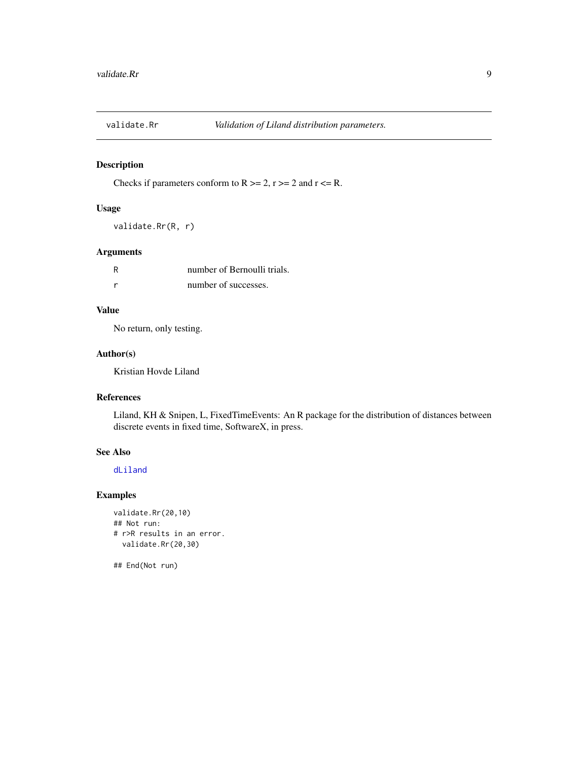validate.Rr *Validation of Liland distribution parameters.*

### Description

Checks if parameters conform to R >= 2, r >= 2 and r <= R.

### Usage

```
validate.Rr(R, r)
```

### Arguments

| | |
|---|---|
| R | number of Bernoulli trials. |
| r | number of successes. |

### Value

No return, only testing.

### Author(s)

Kristian Hovde Liland

### References

Liland, KH & Snipen, L, FixedTimeEvents: An R package for the distribution of distances between discrete events in fixed time, SoftwareX, in press.

### See Also

dLiland

### Examples

```
validate.Rr(20,10)
## Not run:
# r>R results in an error.
  validate.Rr(20,30)

## End(Not run)
```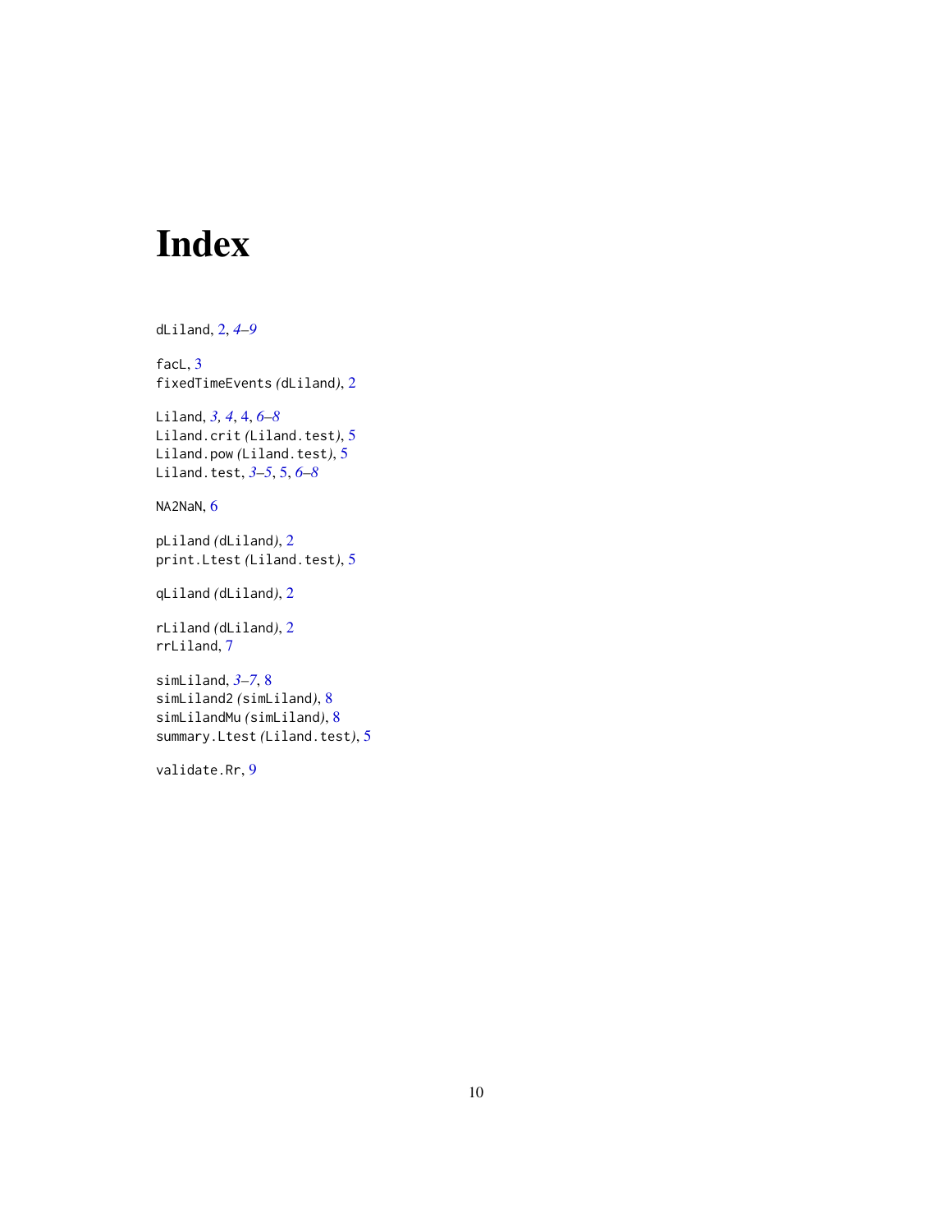# Index

dLiland, 2, *4–9*

facL, 3
fixedTimeEvents *(*dLiland*)*, 2

Liland, *3, 4*, 4, *6–8*
Liland.crit *(*Liland.test*)*, 5
Liland.pow *(*Liland.test*)*, 5
Liland.test, *3–5*, 5, *6–8*

NA2NaN, 6

pLiland *(*dLiland*)*, 2
print.Ltest *(*Liland.test*)*, 5

qLiland *(*dLiland*)*, 2

rLiland *(*dLiland*)*, 2
rrLiland, 7

simLiland, *3–7*, 8
simLiland2 *(*simLiland*)*, 8
simLilandMu *(*simLiland*)*, 8
summary.Ltest *(*Liland.test*)*, 5

validate.Rr, 9